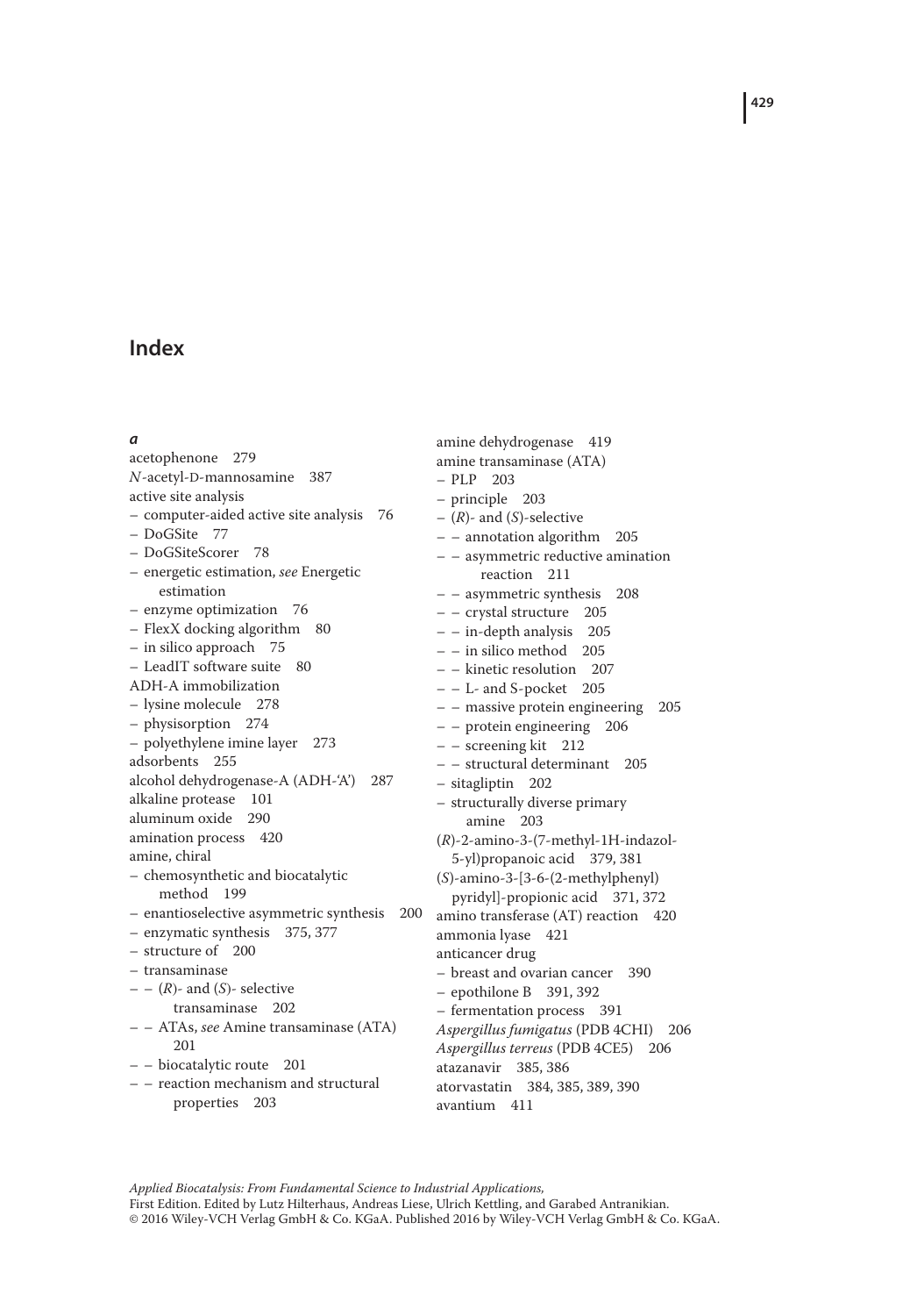# Index

### *a*

acetophenone 279
*N*-acetyl-D-mannosamine 387
active site analysis
– computer-aided active site analysis 76
– DoGSite 77
– DoGSiteScorer 78
– energetic estimation, *see* Energetic estimation
– enzyme optimization 76
– FlexX docking algorithm 80
– in silico approach 75
– LeadIT software suite 80
ADH-A immobilization
– lysine molecule 278
– physisorption 274
– polyethylene imine layer 273
adsorbents 255
alcohol dehydrogenase-A (ADH-'A') 287
alkaline protease 101
aluminum oxide 290
amination process 420
amine, chiral
– chemosynthetic and biocatalytic method 199
– enantioselective asymmetric synthesis 200
– enzymatic synthesis 375, 377
– structure of 200
– transaminase
– – (*R*)- and (*S*)- selective transaminase 202
– – ATAs, *see* Amine transaminase (ATA) 201
– – biocatalytic route 201
– – reaction mechanism and structural properties 203
amine dehydrogenase 419
amine transaminase (ATA)
– PLP 203
– principle 203
– (*R*)- and (*S*)-selective
– – annotation algorithm 205
– – asymmetric reductive amination reaction 211
– – asymmetric synthesis 208
– – crystal structure 205
– – in-depth analysis 205
– – in silico method 205
– – kinetic resolution 207
– – L- and S-pocket 205
– – massive protein engineering 205
– – protein engineering 206
– – screening kit 212
– – structural determinant 205
– sitagliptin 202
– structurally diverse primary amine 203
(*R*)-2-amino-3-(7-methyl-1H-indazol-5-yl)propanoic acid 379, 381
(*S*)-amino-3-[3-6-(2-methylphenyl) pyridyl]-propionic acid 371, 372
amino transferase (AT) reaction 420
ammonia lyase 421
anticancer drug
– breast and ovarian cancer 390
– epothilone B 391, 392
– fermentation process 391
*Aspergillus fumigatus* (PDB 4CHI) 206
*Aspergillus terreus* (PDB 4CE5) 206
atazanavir 385, 386
atorvastatin 384, 385, 389, 390
avantium 411

*Applied Biocatalysis: From Fundamental Science to Industrial Applications,*
First Edition. Edited by Lutz Hilterhaus, Andreas Liese, Ulrich Kettling, and Garabed Antranikian.
© 2016 Wiley-VCH Verlag GmbH & Co. KGaA. Published 2016 by Wiley-VCH Verlag GmbH & Co. KGaA.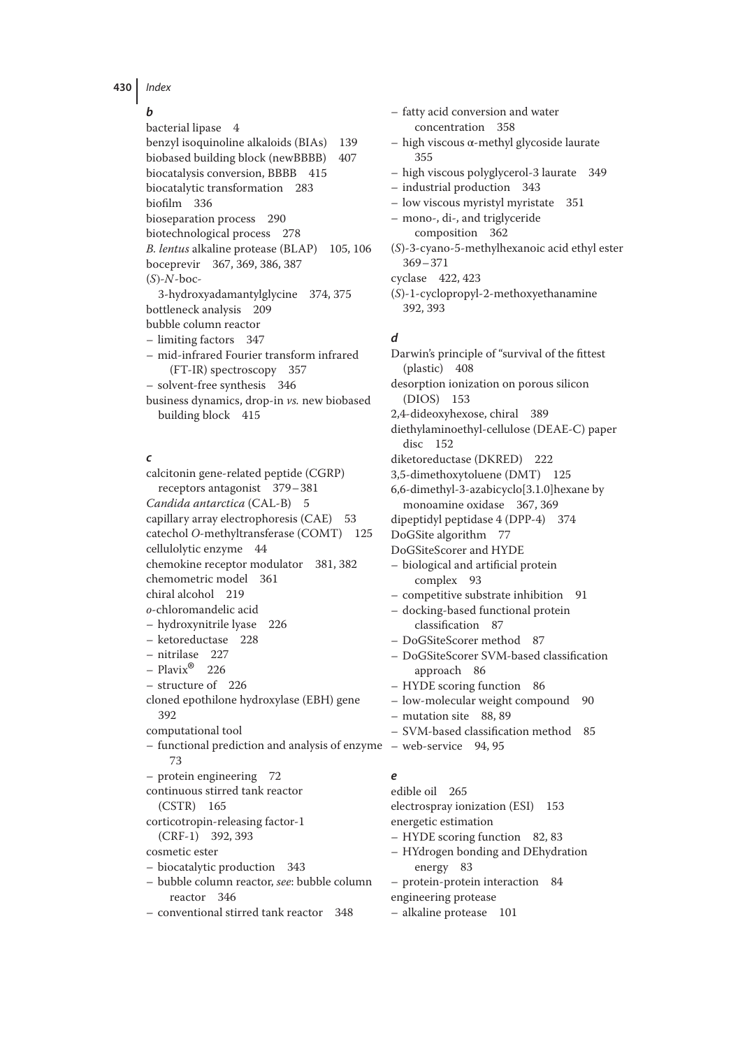## b

bacterial lipase 4
benzyl isoquinoline alkaloids (BIAs) 139
biobased building block (newBBBB) 407
biocatalysis conversion, BBBB 415
biocatalytic transformation 283
biofilm 336
bioseparation process 290
biotechnological process 278
*B. lentus* alkaline protease (BLAP) 105, 106
boceprevir 367, 369, 386, 387
(*S*)-*N*-boc-3-hydroxyadamantylglycine 374, 375
bottleneck analysis 209
bubble column reactor
– limiting factors 347
– mid-infrared Fourier transform infrared (FT-IR) spectroscopy 357
– solvent-free synthesis 346
business dynamics, drop-in *vs.* new biobased building block 415

## c

calcitonin gene-related peptide (CGRP) receptors antagonist 379–381
*Candida antarctica* (CAL-B) 5
capillary array electrophoresis (CAE) 53
catechol *O*-methyltransferase (COMT) 125
cellulolytic enzyme 44
chemokine receptor modulator 381, 382
chemometric model 361
chiral alcohol 219
*o*-chloromandelic acid
– hydroxynitrile lyase 226
– ketoreductase 228
– nitrilase 227
– Plavix® 226
– structure of 226
cloned epothilone hydroxylase (EBH) gene 392
computational tool
– functional prediction and analysis of enzyme 73
– protein engineering 72
continuous stirred tank reactor (CSTR) 165
corticotropin-releasing factor-1 (CRF-1) 392, 393
cosmetic ester
– biocatalytic production 343
– bubble column reactor, *see*: bubble column reactor 346
– conventional stirred tank reactor 348
– fatty acid conversion and water concentration 358
– high viscous α-methyl glycoside laurate 355
– high viscous polyglycerol-3 laurate 349
– industrial production 343
– low viscous myristyl myristate 351
– mono-, di-, and triglyceride composition 362
(*S*)-3-cyano-5-methylhexanoic acid ethyl ester 369–371
cyclase 422, 423
(*S*)-1-cyclopropyl-2-methoxyethanamine 392, 393

## d

Darwin's principle of "survival of the fittest (plastic) 408
desorption ionization on porous silicon (DIOS) 153
2,4-dideoxyhexose, chiral 389
diethylaminoethyl-cellulose (DEAE-C) paper disc 152
diketoreductase (DKRED) 222
3,5-dimethoxytoluene (DMT) 125
6,6-dimethyl-3-azabicyclo[3.1.0]hexane by monoamine oxidase 367, 369
dipeptidyl peptidase 4 (DPP-4) 374
DoGSite algorithm 77
DoGSiteScorer and HYDE
– biological and artificial protein complex 93
– competitive substrate inhibition 91
– docking-based functional protein classification 87
– DoGSiteScorer method 87
– DoGSiteScorer SVM-based classification approach 86
– HYDE scoring function 86
– low-molecular weight compound 90
– mutation site 88, 89
– SVM-based classification method 85
– web-service 94, 95

## e

edible oil 265
electrospray ionization (ESI) 153
energetic estimation
– HYDE scoring function 82, 83
– HYdrogen bonding and DEhydration energy 83
– protein-protein interaction 84
engineering protease
– alkaline protease 101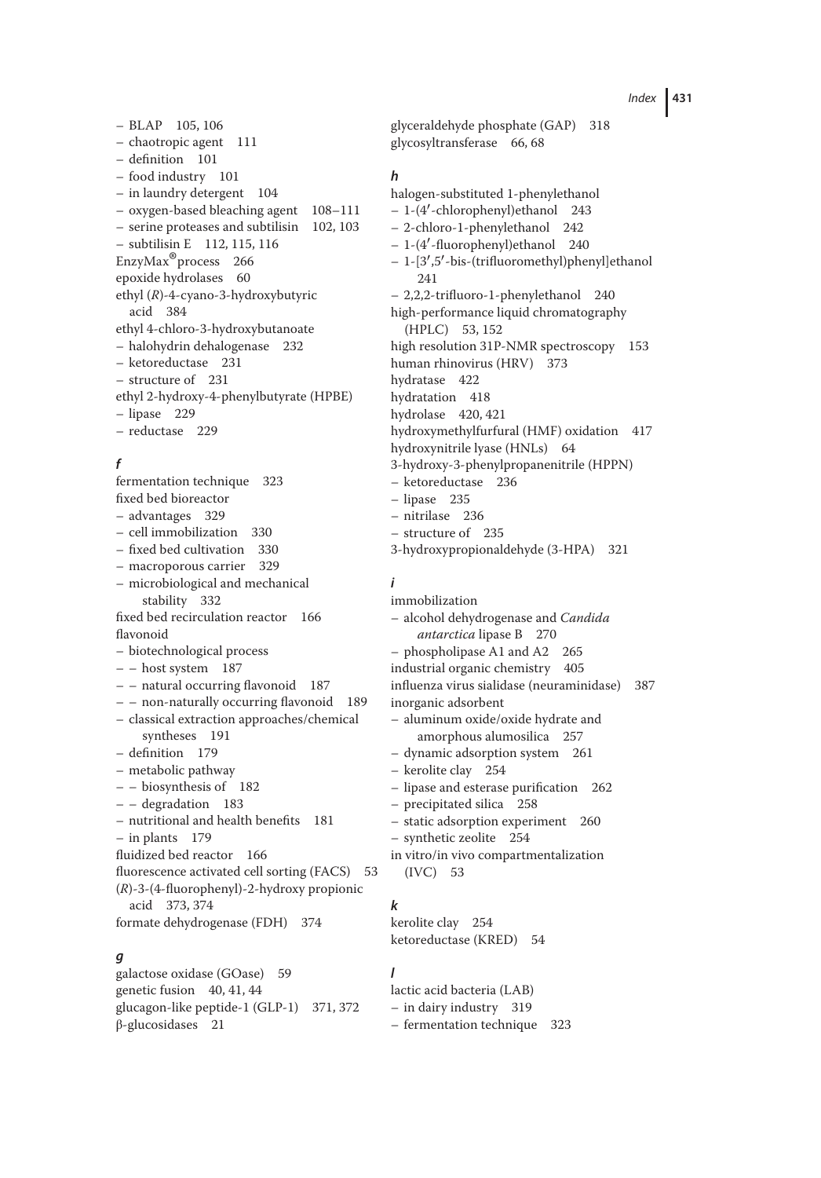– BLAP 105, 106
– chaotropic agent 111
– definition 101
– food industry 101
– in laundry detergent 104
– oxygen-based bleaching agent 108–111
– serine proteases and subtilisin 102, 103
– subtilisin E 112, 115, 116

EnzyMax®process 266
epoxide hydrolases 60
ethyl (*R*)-4-cyano-3-hydroxybutyric acid 384
ethyl 4-chloro-3-hydroxybutanoate
– halohydrin dehalogenase 232
– ketoreductase 231
– structure of 231

ethyl 2-hydroxy-4-phenylbutyrate (HPBE)
– lipase 229
– reductase 229

***f***

fermentation technique 323
fixed bed bioreactor
– advantages 329
– cell immobilization 330
– fixed bed cultivation 330
– macroporous carrier 329
– microbiological and mechanical stability 332

fixed bed recirculation reactor 166
flavonoid
– biotechnological process
– – host system 187
– – natural occurring flavonoid 187
– – non-naturally occurring flavonoid 189
– classical extraction approaches/chemical syntheses 191
– definition 179
– metabolic pathway
– – biosynthesis of 182
– – degradation 183
– nutritional and health benefits 181
– in plants 179

fluidized bed reactor 166
fluorescence activated cell sorting (FACS) 53
(*R*)-3-(4-fluorophenyl)-2-hydroxy propionic acid 373, 374
formate dehydrogenase (FDH) 374

***g***

galactose oxidase (GOase) 59
genetic fusion 40, 41, 44
glucagon-like peptide-1 (GLP-1) 371, 372
β-glucosidases 21
glyceraldehyde phosphate (GAP) 318
glycosyltransferase 66, 68

***h***

halogen-substituted 1-phenylethanol
– 1-(4′-chlorophenyl)ethanol 243
– 2-chloro-1-phenylethanol 242
– 1-(4′-fluorophenyl)ethanol 240
– 1-[3′,5′-bis-(trifluoromethyl)phenyl]ethanol 241
– 2,2,2-trifluoro-1-phenylethanol 240

high-performance liquid chromatography (HPLC) 53, 152
high resolution 31P-NMR spectroscopy 153
human rhinovirus (HRV) 373
hydratase 422
hydratation 418
hydrolase 420, 421
hydroxymethylfurfural (HMF) oxidation 417
hydroxynitrile lyase (HNLs) 64
3-hydroxy-3-phenylpropanenitrile (HPPN)
– ketoreductase 236
– lipase 235
– nitrilase 236
– structure of 235

3-hydroxypropionaldehyde (3-HPA) 321

***i***

immobilization
– alcohol dehydrogenase and *Candida antarctica* lipase B 270
– phospholipase A1 and A2 265

industrial organic chemistry 405
influenza virus sialidase (neuraminidase) 387
inorganic adsorbent
– aluminum oxide/oxide hydrate and amorphous alumosilica 257
– dynamic adsorption system 261
– kerolite clay 254
– lipase and esterase purification 262
– precipitated silica 258
– static adsorption experiment 260
– synthetic zeolite 254

in vitro/in vivo compartmentalization (IVC) 53

***k***

kerolite clay 254
ketoreductase (KRED) 54

***l***

lactic acid bacteria (LAB)
– in dairy industry 319
– fermentation technique 323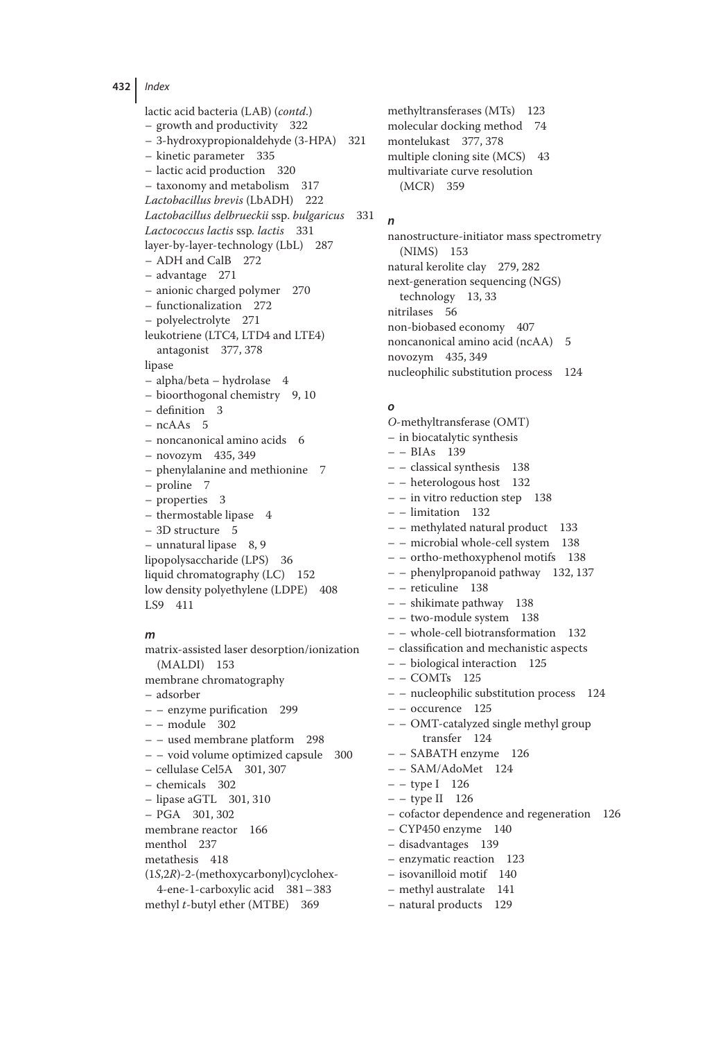lactic acid bacteria (LAB) (*contd.*)
– growth and productivity 322
– 3-hydroxypropionaldehyde (3-HPA) 321
– kinetic parameter 335
– lactic acid production 320
– taxonomy and metabolism 317

*Lactobacillus brevis* (LbADH) 222
*Lactobacillus delbrueckii* ssp. *bulgaricus* 331
*Lactococcus lactis* ssp. *lactis* 331
layer-by-layer-technology (LbL) 287
– ADH and CalB 272
– advantage 271
– anionic charged polymer 270
– functionalization 272
– polyelectrolyte 271

leukotriene (LTC4, LTD4 and LTE4) antagonist 377, 378
lipase
– alpha/beta – hydrolase 4
– bioorthogonal chemistry 9, 10
– definition 3
– ncAAs 5
– noncanonical amino acids 6
– novozym 435, 349
– phenylalanine and methionine 7
– proline 7
– properties 3
– thermostable lipase 4
– 3D structure 5
– unnatural lipase 8, 9

lipopolysaccharide (LPS) 36
liquid chromatography (LC) 152
low density polyethylene (LDPE) 408
LS9 411

***m***

matrix-assisted laser desorption/ionization (MALDI) 153
membrane chromatography
– adsorber
– – enzyme purification 299
– – module 302
– – used membrane platform 298
– – void volume optimized capsule 300
– cellulase Cel5A 301, 307
– chemicals 302
– lipase aGTL 301, 310
– PGA 301, 302

membrane reactor 166
menthol 237
metathesis 418
(1*S*,2*R*)-2-(methoxycarbonyl)cyclohex-4-ene-1-carboxylic acid 381–383
methyl *t*-butyl ether (MTBE) 369
methyltransferases (MTs) 123
molecular docking method 74
montelukast 377, 378
multiple cloning site (MCS) 43
multivariate curve resolution (MCR) 359

***n***

nanostructure-initiator mass spectrometry (NIMS) 153
natural kerolite clay 279, 282
next-generation sequencing (NGS) technology 13, 33
nitrilases 56
non-biobased economy 407
noncanonical amino acid (ncAA) 5
novozym 435, 349
nucleophilic substitution process 124

***o***

*O*-methyltransferase (OMT)
– in biocatalytic synthesis
– – BIAs 139
– – classical synthesis 138
– – heterologous host 132
– – in vitro reduction step 138
– – limitation 132
– – methylated natural product 133
– – microbial whole-cell system 138
– – ortho-methoxyphenol motifs 138
– – phenylpropanoid pathway 132, 137
– – reticuline 138
– – shikimate pathway 138
– – two-module system 138
– – whole-cell biotransformation 132
– classification and mechanistic aspects
– – biological interaction 125
– – COMTs 125
– – nucleophilic substitution process 124
– – occurence 125
– – OMT-catalyzed single methyl group transfer 124
– – SABATH enzyme 126
– – SAM/AdoMet 124
– – type I 126
– – type II 126
– cofactor dependence and regeneration 126
– CYP450 enzyme 140
– disadvantages 139
– enzymatic reaction 123
– isovanilloid motif 140
– methyl australate 141
– natural products 129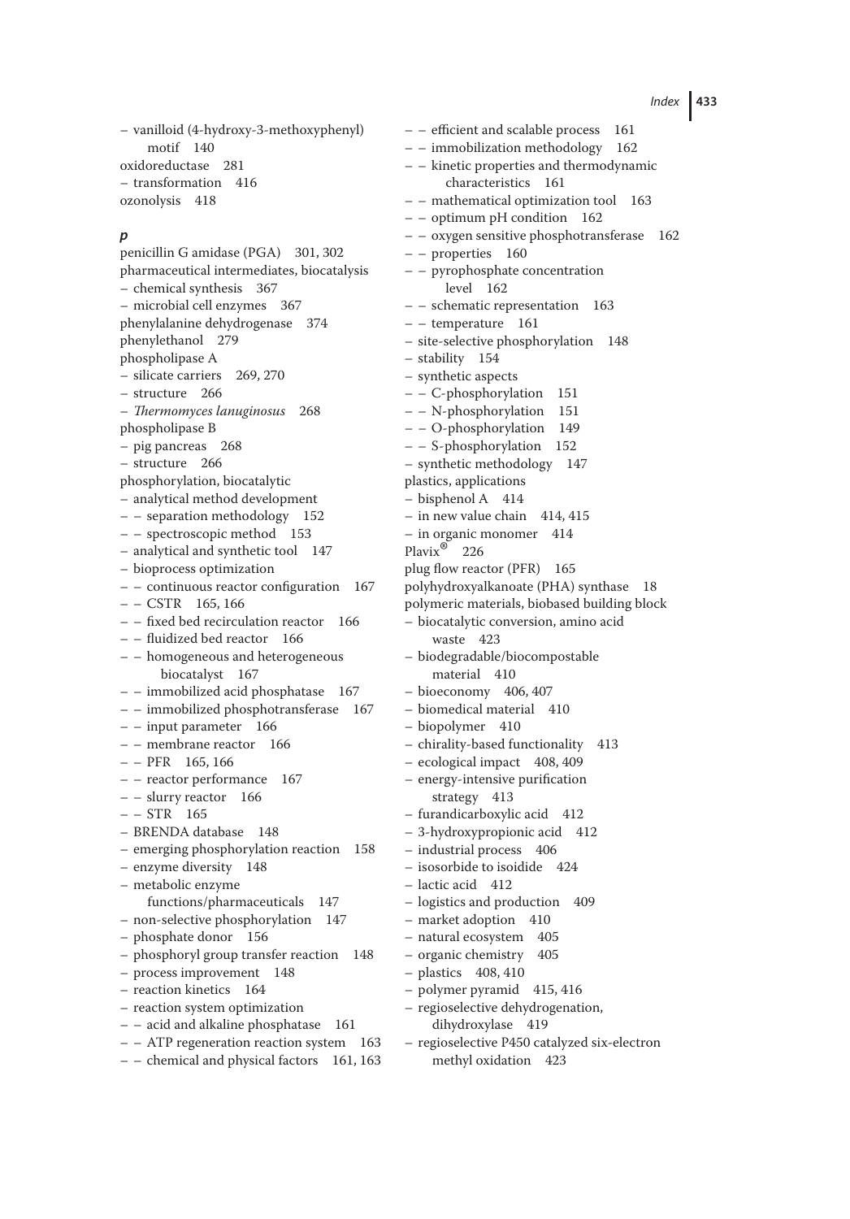– vanilloid (4-hydroxy-3-methoxyphenyl) motif 140

oxidoreductase 281

– transformation 416

ozonolysis 418

### *p*

penicillin G amidase (PGA) 301, 302

pharmaceutical intermediates, biocatalysis

– chemical synthesis 367

– microbial cell enzymes 367

phenylalanine dehydrogenase 374

phenylethanol 279

phospholipase A

– silicate carriers 269, 270

– structure 266

– *Thermomyces lanuginosus* 268

phospholipase B

– pig pancreas 268

– structure 266

phosphorylation, biocatalytic

– analytical method development

– – separation methodology 152

– – spectroscopic method 153

– analytical and synthetic tool 147

– bioprocess optimization

– – continuous reactor configuration 167

– – CSTR 165, 166

– – fixed bed recirculation reactor 166

– – fluidized bed reactor 166

– – homogeneous and heterogeneous biocatalyst 167

– – immobilized acid phosphatase 167

– – immobilized phosphotransferase 167

– – input parameter 166

– – membrane reactor 166

– – PFR 165, 166

– – reactor performance 167

– – slurry reactor 166

– – STR 165

– BRENDA database 148

– emerging phosphorylation reaction 158

– enzyme diversity 148

– metabolic enzyme functions/pharmaceuticals 147

– non-selective phosphorylation 147

– phosphate donor 156

– phosphoryl group transfer reaction 148

– process improvement 148

– reaction kinetics 164

– reaction system optimization

– – acid and alkaline phosphatase 161

– – ATP regeneration reaction system 163

– – chemical and physical factors 161, 163

– – efficient and scalable process 161

– – immobilization methodology 162

– – kinetic properties and thermodynamic characteristics 161

– – mathematical optimization tool 163

– – optimum pH condition 162

– – oxygen sensitive phosphotransferase 162

– – properties 160

– – pyrophosphate concentration level 162

– – schematic representation 163

– – temperature 161

– site-selective phosphorylation 148

– stability 154

– synthetic aspects

– – C-phosphorylation 151

– – N-phosphorylation 151

– – O-phosphorylation 149

– – S-phosphorylation 152

– synthetic methodology 147

plastics, applications

– bisphenol A 414

– in new value chain 414, 415

– in organic monomer 414

Plavix® 226

plug flow reactor (PFR) 165

polyhydroxyalkanoate (PHA) synthase 18

polymeric materials, biobased building block

– biocatalytic conversion, amino acid waste 423

– biodegradable/biocompostable material 410

– bioeconomy 406, 407

– biomedical material 410

– biopolymer 410

– chirality-based functionality 413

– ecological impact 408, 409

– energy-intensive purification strategy 413

– furandicarboxylic acid 412

– 3-hydroxypropionic acid 412

– industrial process 406

– isosorbide to isoidide 424

– lactic acid 412

– logistics and production 409

– market adoption 410

– natural ecosystem 405

– organic chemistry 405

– plastics 408, 410

– polymer pyramid 415, 416

– regioselective dehydrogenation, dihydroxylase 419

– regioselective P450 catalyzed six-electron methyl oxidation 423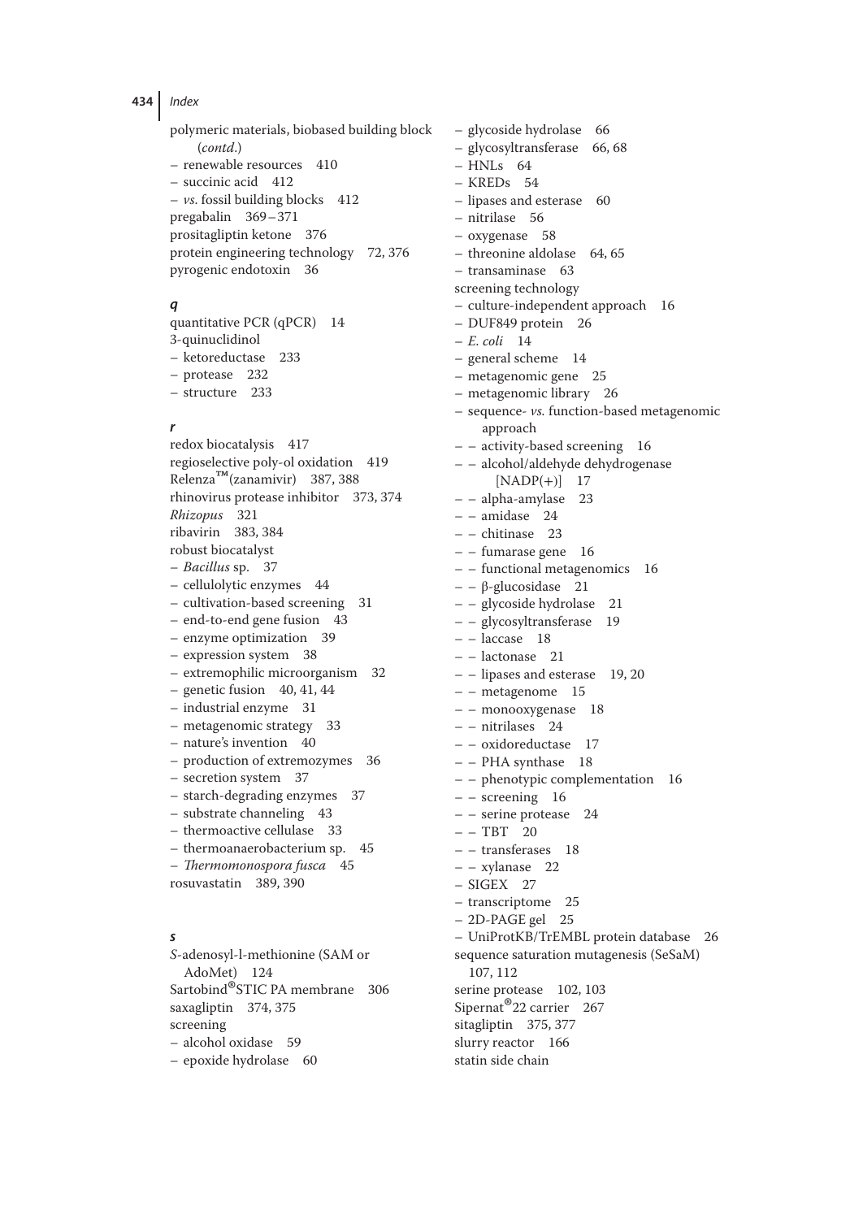polymeric materials, biobased building block (*contd.*)
– renewable resources 410
– succinic acid 412
– *vs.* fossil building blocks 412
pregabalin 369–371
prositagliptin ketone 376
protein engineering technology 72, 376
pyrogenic endotoxin 36

### *q*

quantitative PCR (qPCR) 14
3-quinuclidinol
– ketoreductase 233
– protease 232
– structure 233

### *r*

redox biocatalysis 417
regioselective poly-ol oxidation 419
Relenza™(zanamivir) 387, 388
rhinovirus protease inhibitor 373, 374
*Rhizopus* 321
ribavirin 383, 384
robust biocatalyst
– *Bacillus* sp. 37
– cellulolytic enzymes 44
– cultivation-based screening 31
– end-to-end gene fusion 43
– enzyme optimization 39
– expression system 38
– extremophilic microorganism 32
– genetic fusion 40, 41, 44
– industrial enzyme 31
– metagenomic strategy 33
– nature's invention 40
– production of extremozymes 36
– secretion system 37
– starch-degrading enzymes 37
– substrate channeling 43
– thermoactive cellulase 33
– thermoanaerobacterium sp. 45
– *Thermomonospora fusca* 45
rosuvastatin 389, 390

### *s*

*S*-adenosyl-l-methionine (SAM or AdoMet) 124
Sartobind®STIC PA membrane 306
saxagliptin 374, 375
screening
– alcohol oxidase 59
– epoxide hydrolase 60
– glycoside hydrolase 66
– glycosyltransferase 66, 68
– HNLs 64
– KREDs 54
– lipases and esterase 60
– nitrilase 56
– oxygenase 58
– threonine aldolase 64, 65
– transaminase 63
screening technology
– culture-independent approach 16
– DUF849 protein 26
– *E. coli* 14
– general scheme 14
– metagenomic gene 25
– metagenomic library 26
– sequence- *vs.* function-based metagenomic approach
– – activity-based screening 16
– – alcohol/aldehyde dehydrogenase [NADP(+)] 17
– – alpha-amylase 23
– – amidase 24
– – chitinase 23
– – fumarase gene 16
– – functional metagenomics 16
– – β-glucosidase 21
– – glycoside hydrolase 21
– – glycosyltransferase 19
– – laccase 18
– – lactonase 21
– – lipases and esterase 19, 20
– – metagenome 15
– – monooxygenase 18
– – nitrilases 24
– – oxidoreductase 17
– – PHA synthase 18
– – phenotypic complementation 16
– – screening 16
– – serine protease 24
– – TBT 20
– – transferases 18
– – xylanase 22
– SIGEX 27
– transcriptome 25
– 2D-PAGE gel 25
– UniProtKB/TrEMBL protein database 26
sequence saturation mutagenesis (SeSaM) 107, 112
serine protease 102, 103
Sipernat®22 carrier 267
sitagliptin 375, 377
slurry reactor 166
statin side chain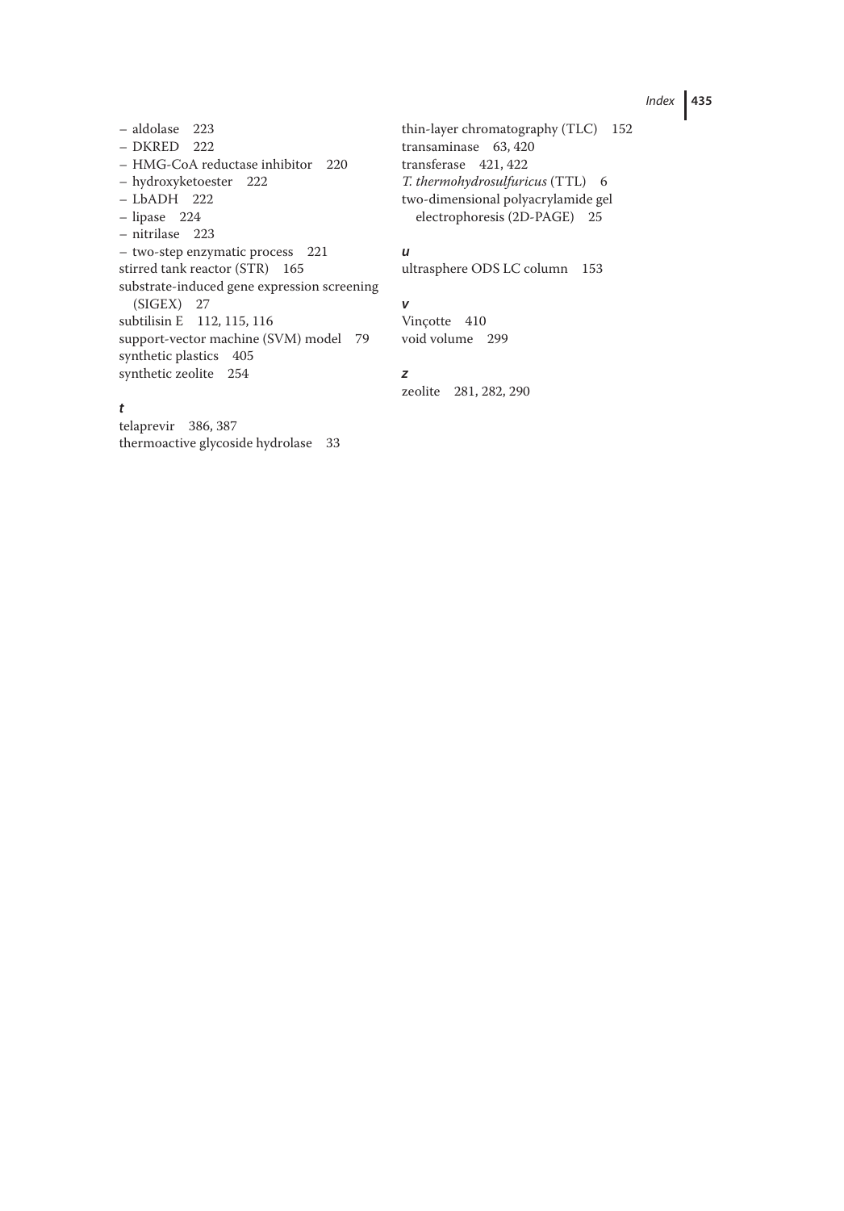– aldolase 223
– DKRED 222
– HMG-CoA reductase inhibitor 220
– hydroxyketoester 222
– LbADH 222
– lipase 224
– nitrilase 223
– two-step enzymatic process 221

stirred tank reactor (STR) 165
substrate-induced gene expression screening (SIGEX) 27
subtilisin E 112, 115, 116
support-vector machine (SVM) model 79
synthetic plastics 405
synthetic zeolite 254

### *t*

telaprevir 386, 387
thermoactive glycoside hydrolase 33
thin-layer chromatography (TLC) 152
transaminase 63, 420
transferase 421, 422
*T. thermohydrosulfuricus* (TTL) 6
two-dimensional polyacrylamide gel electrophoresis (2D-PAGE) 25

### *u*

ultrasphere ODS LC column 153

### *v*

Vinçotte 410
void volume 299

### *z*

zeolite 281, 282, 290